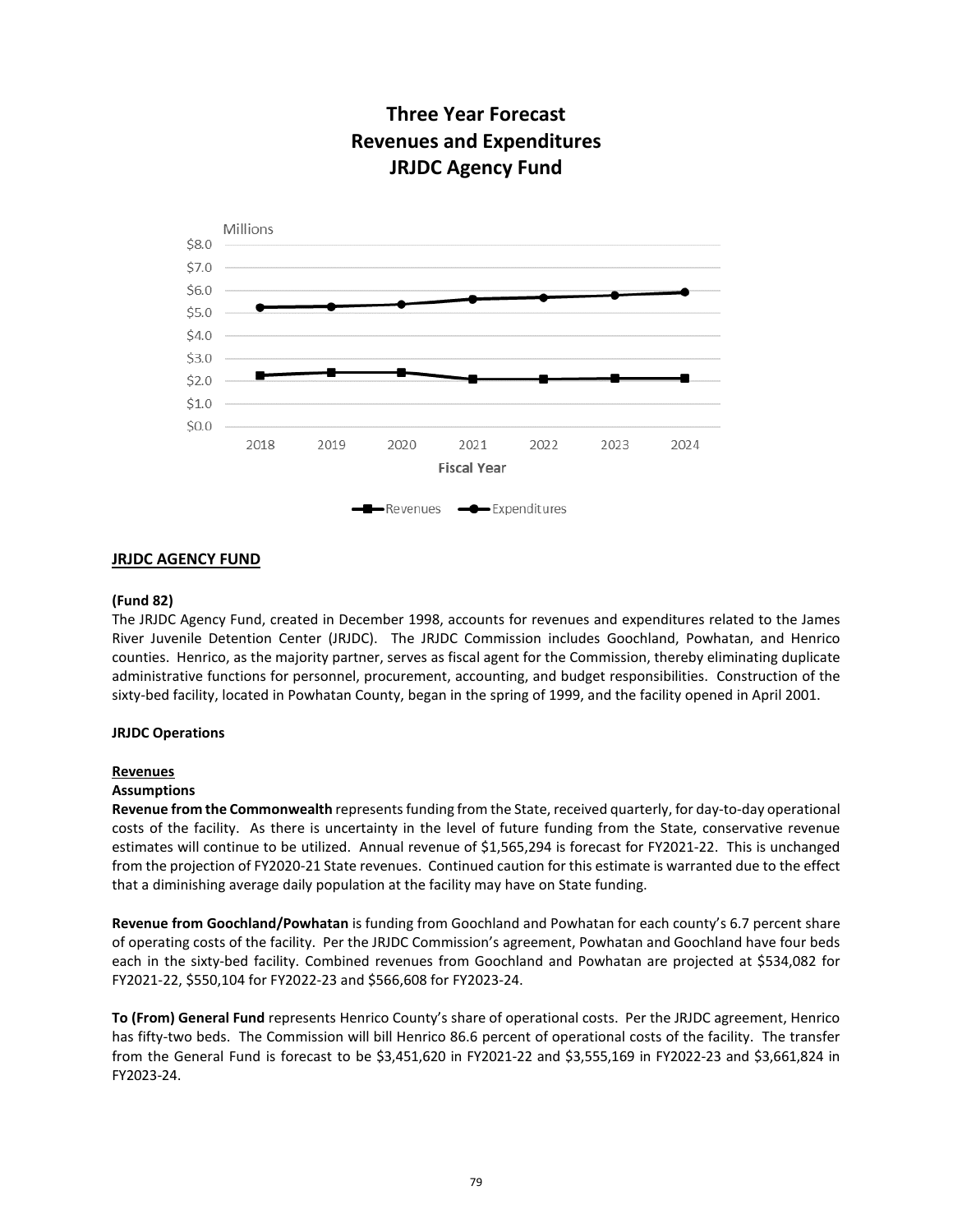# Three Year Forecast
# Revenues and Expenditures
# JRJDC Agency Fund

## JRJDC AGENCY FUND

**(Fund 82)**

The JRJDC Agency Fund, created in December 1998, accounts for revenues and expenditures related to the James River Juvenile Detention Center (JRJDC). The JRJDC Commission includes Goochland, Powhatan, and Henrico counties. Henrico, as the majority partner, serves as fiscal agent for the Commission, thereby eliminating duplicate administrative functions for personnel, procurement, accounting, and budget responsibilities. Construction of the sixty-bed facility, located in Powhatan County, began in the spring of 1999, and the facility opened in April 2001.

**JRJDC Operations**

**Revenues**

**Assumptions**

**Revenue from the Commonwealth** represents funding from the State, received quarterly, for day-to-day operational costs of the facility. As there is uncertainty in the level of future funding from the State, conservative revenue estimates will continue to be utilized. Annual revenue of $1,565,294 is forecast for FY2021-22. This is unchanged from the projection of FY2020-21 State revenues. Continued caution for this estimate is warranted due to the effect that a diminishing average daily population at the facility may have on State funding.

**Revenue from Goochland/Powhatan** is funding from Goochland and Powhatan for each county's 6.7 percent share of operating costs of the facility. Per the JRJDC Commission's agreement, Powhatan and Goochland have four beds each in the sixty-bed facility. Combined revenues from Goochland and Powhatan are projected at $534,082 for FY2021-22, $550,104 for FY2022-23 and $566,608 for FY2023-24.

**To (From) General Fund** represents Henrico County's share of operational costs. Per the JRJDC agreement, Henrico has fifty-two beds. The Commission will bill Henrico 86.6 percent of operational costs of the facility. The transfer from the General Fund is forecast to be $3,451,620 in FY2021-22 and $3,555,169 in FY2022-23 and $3,661,824 in FY2023-24.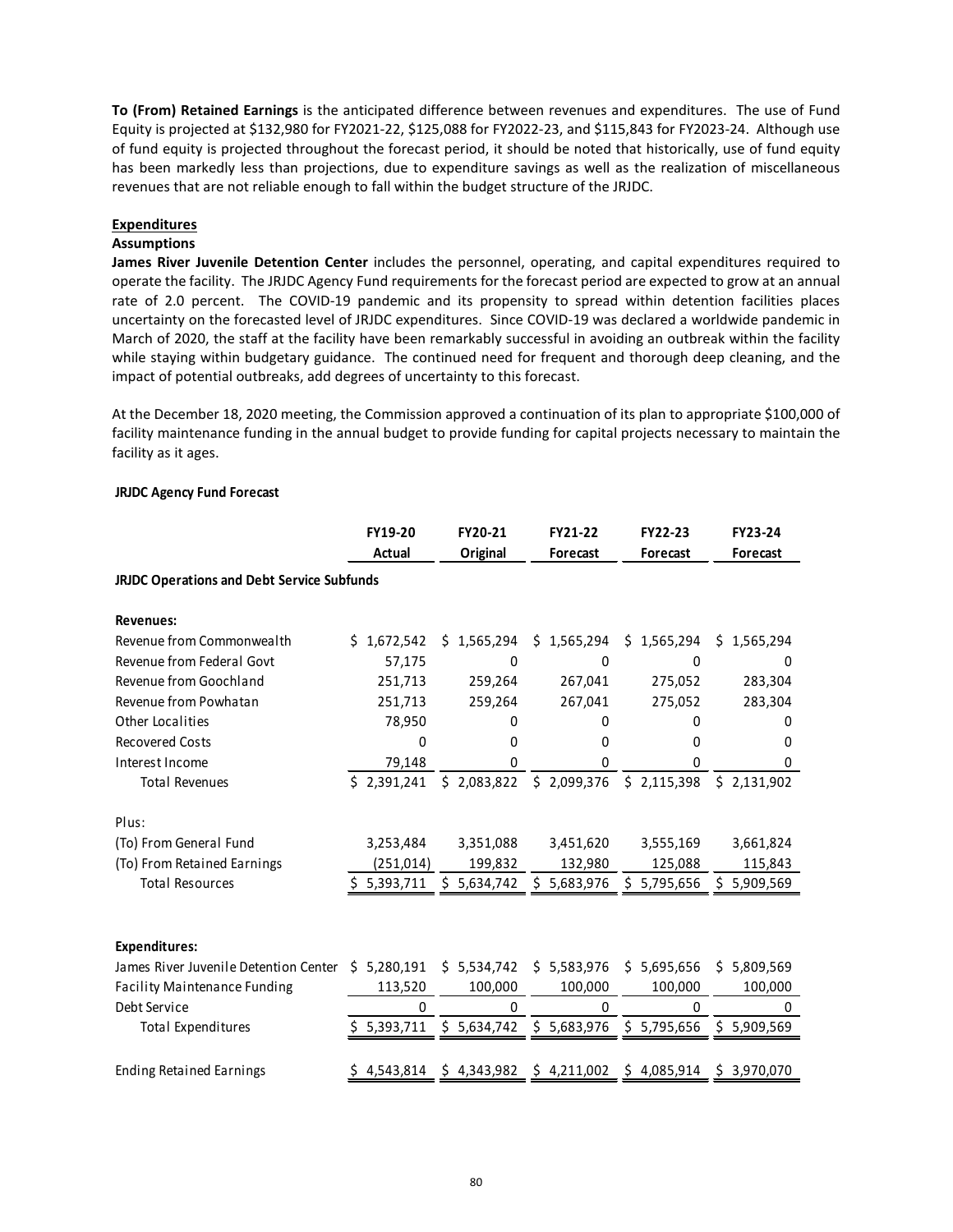**To (From) Retained Earnings** is the anticipated difference between revenues and expenditures. The use of Fund Equity is projected at $132,980 for FY2021-22, $125,088 for FY2022-23, and $115,843 for FY2023-24. Although use of fund equity is projected throughout the forecast period, it should be noted that historically, use of fund equity has been markedly less than projections, due to expenditure savings as well as the realization of miscellaneous revenues that are not reliable enough to fall within the budget structure of the JRJDC.

## Expenditures

### Assumptions

**James River Juvenile Detention Center** includes the personnel, operating, and capital expenditures required to operate the facility. The JRJDC Agency Fund requirements for the forecast period are expected to grow at an annual rate of 2.0 percent. The COVID-19 pandemic and its propensity to spread within detention facilities places uncertainty on the forecasted level of JRJDC expenditures. Since COVID-19 was declared a worldwide pandemic in March of 2020, the staff at the facility have been remarkably successful in avoiding an outbreak within the facility while staying within budgetary guidance. The continued need for frequent and thorough deep cleaning, and the impact of potential outbreaks, add degrees of uncertainty to this forecast.

At the December 18, 2020 meeting, the Commission approved a continuation of its plan to appropriate $100,000 of facility maintenance funding in the annual budget to provide funding for capital projects necessary to maintain the facility as it ages.

**JRJDC Agency Fund Forecast**

| | FY19-20 Actual | FY20-21 Original | FY21-22 Forecast | FY22-23 Forecast | FY23-24 Forecast |
|---|---|---|---|---|---|
| **JRJDC Operations and Debt Service Subfunds** | | | | | |
| **Revenues:** | | | | | |
| Revenue from Commonwealth | $ 1,672,542 | $ 1,565,294 | $ 1,565,294 | $ 1,565,294 | $ 1,565,294 |
| Revenue from Federal Govt | 57,175 | 0 | 0 | 0 | 0 |
| Revenue from Goochland | 251,713 | 259,264 | 267,041 | 275,052 | 283,304 |
| Revenue from Powhatan | 251,713 | 259,264 | 267,041 | 275,052 | 283,304 |
| Other Localities | 78,950 | 0 | 0 | 0 | 0 |
| Recovered Costs | 0 | 0 | 0 | 0 | 0 |
| Interest Income | 79,148 | 0 | 0 | 0 | 0 |
| Total Revenues | $ 2,391,241 | $ 2,083,822 | $ 2,099,376 | $ 2,115,398 | $ 2,131,902 |
| Plus: | | | | | |
| (To) From General Fund | 3,253,484 | 3,351,088 | 3,451,620 | 3,555,169 | 3,661,824 |
| (To) From Retained Earnings | (251,014) | 199,832 | 132,980 | 125,088 | 115,843 |
| Total Resources | $ 5,393,711 | $ 5,634,742 | $ 5,683,976 | $ 5,795,656 | $ 5,909,569 |
| **Expenditures:** | | | | | |
| James River Juvenile Detention Center | $ 5,280,191 | $ 5,534,742 | $ 5,583,976 | $ 5,695,656 | $ 5,809,569 |
| Facility Maintenance Funding | 113,520 | 100,000 | 100,000 | 100,000 | 100,000 |
| Debt Service | 0 | 0 | 0 | 0 | 0 |
| Total Expenditures | $ 5,393,711 | $ 5,634,742 | $ 5,683,976 | $ 5,795,656 | $ 5,909,569 |
| Ending Retained Earnings | $ 4,543,814 | $ 4,343,982 | $ 4,211,002 | $ 4,085,914 | $ 3,970,070 |